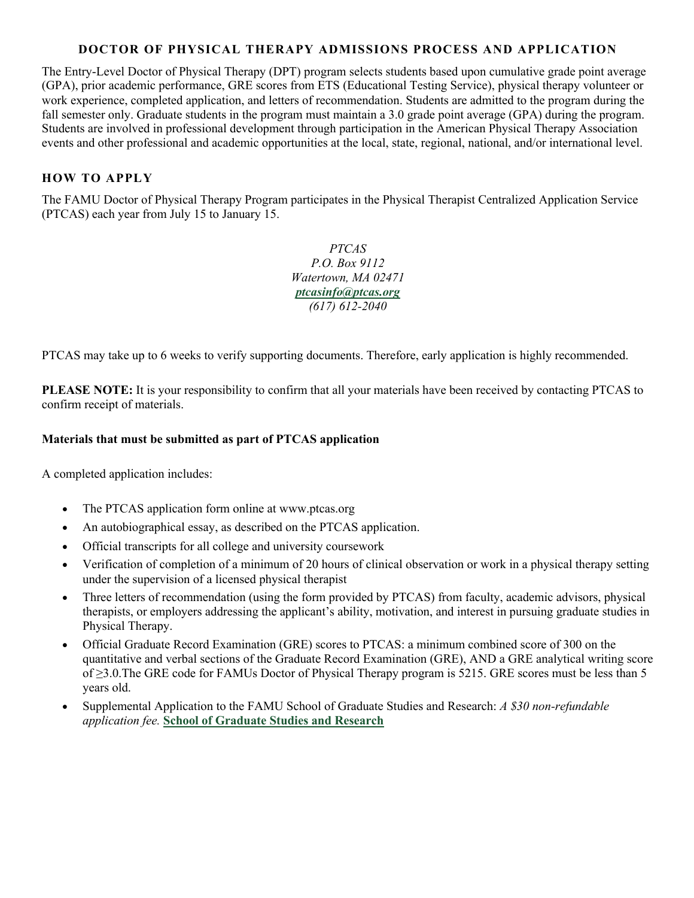## DOCTOR OF PHYSICAL THERAPY ADMISSIONS PROCESS AND APPLICATION

The Entry-Level Doctor of Physical Therapy (DPT) program selects students based upon cumulative grade point average (GPA), prior academic performance, GRE scores from ETS (Educational Testing Service), physical therapy volunteer or work experience, completed application, and letters of recommendation. Students are admitted to the program during the fall semester only. Graduate students in the program must maintain a 3.0 grade point average (GPA) during the program. Students are involved in professional development through participation in the American Physical Therapy Association events and other professional and academic opportunities at the local, state, regional, national, and/or international level.

### HOW TO APPLY

The FAMU Doctor of Physical Therapy Program participates in the Physical Therapist Centralized Application Service (PTCAS) each year from July 15 to January 15.

*PTCAS*
*P.O. Box 9112*
*Watertown, MA 02471*
***ptcasinfo@ptcas.org***
*(617) 612-2040*

PTCAS may take up to 6 weeks to verify supporting documents. Therefore, early application is highly recommended.

**PLEASE NOTE:** It is your responsibility to confirm that all your materials have been received by contacting PTCAS to confirm receipt of materials.

**Materials that must be submitted as part of PTCAS application**

A completed application includes:

- The PTCAS application form online at www.ptcas.org
- An autobiographical essay, as described on the PTCAS application.
- Official transcripts for all college and university coursework
- Verification of completion of a minimum of 20 hours of clinical observation or work in a physical therapy setting under the supervision of a licensed physical therapist
- Three letters of recommendation (using the form provided by PTCAS) from faculty, academic advisors, physical therapists, or employers addressing the applicant's ability, motivation, and interest in pursuing graduate studies in Physical Therapy.
- Official Graduate Record Examination (GRE) scores to PTCAS: a minimum combined score of 300 on the quantitative and verbal sections of the Graduate Record Examination (GRE), AND a GRE analytical writing score of ≥3.0.The GRE code for FAMUs Doctor of Physical Therapy program is 5215. GRE scores must be less than 5 years old.
- Supplemental Application to the FAMU School of Graduate Studies and Research: *A $30 non-refundable application fee.* **School of Graduate Studies and Research**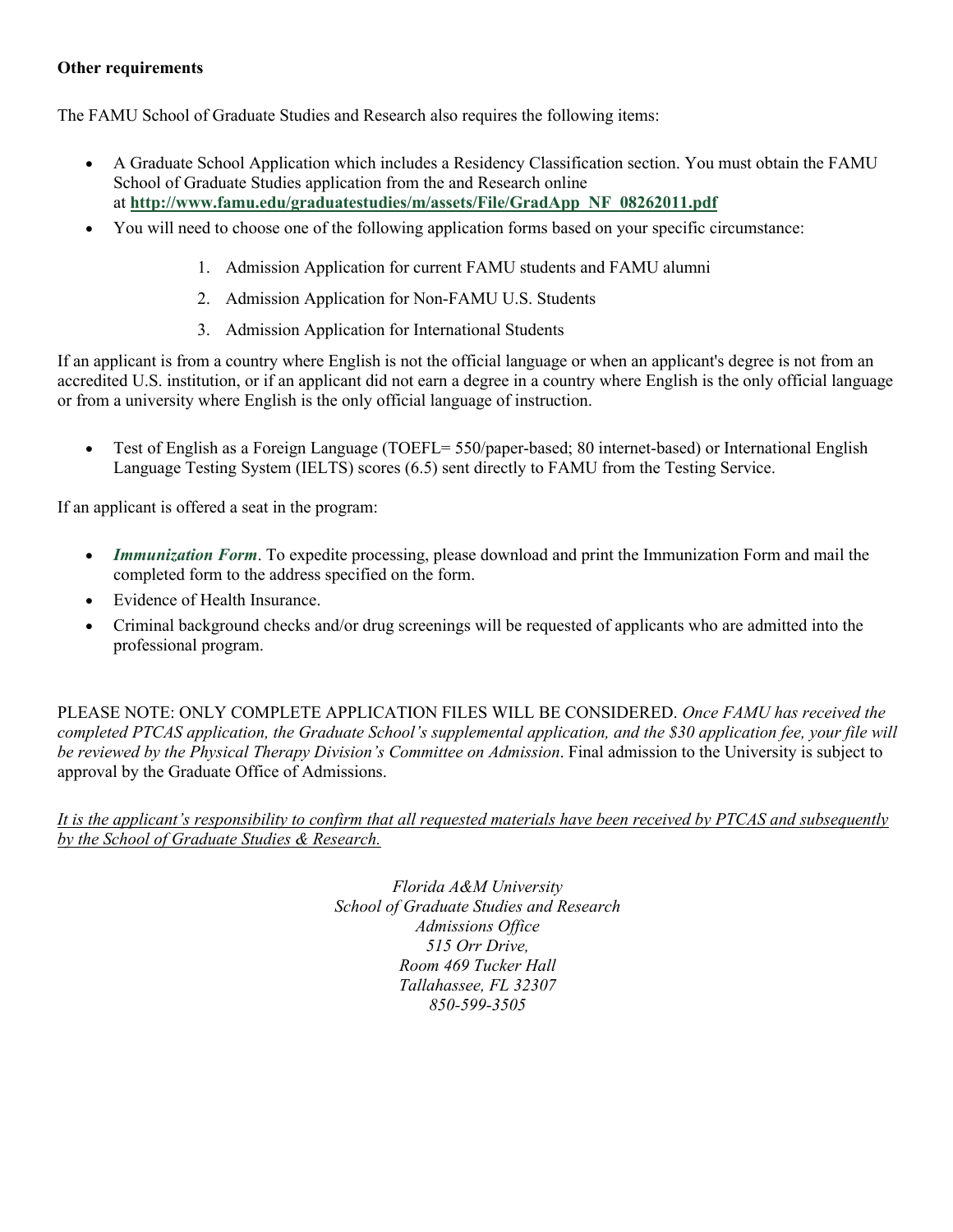**Other requirements**

The FAMU School of Graduate Studies and Research also requires the following items:

- A Graduate School Application which includes a Residency Classification section. You must obtain the FAMU School of Graduate Studies application from the and Research online at **http://www.famu.edu/graduatestudies/m/assets/File/GradApp_NF_08262011.pdf**
- You will need to choose one of the following application forms based on your specific circumstance:
    1. Admission Application for current FAMU students and FAMU alumni
    2. Admission Application for Non-FAMU U.S. Students
    3. Admission Application for International Students

If an applicant is from a country where English is not the official language or when an applicant's degree is not from an accredited U.S. institution, or if an applicant did not earn a degree in a country where English is the only official language or from a university where English is the only official language of instruction.

- Test of English as a Foreign Language (TOEFL= 550/paper-based; 80 internet-based) or International English Language Testing System (IELTS) scores (6.5) sent directly to FAMU from the Testing Service.

If an applicant is offered a seat in the program:

- ***Immunization Form***. To expedite processing, please download and print the Immunization Form and mail the completed form to the address specified on the form.
- Evidence of Health Insurance.
- Criminal background checks and/or drug screenings will be requested of applicants who are admitted into the professional program.

PLEASE NOTE: ONLY COMPLETE APPLICATION FILES WILL BE CONSIDERED. *Once FAMU has received the completed PTCAS application, the Graduate School's supplemental application, and the $30 application fee, your file will be reviewed by the Physical Therapy Division's Committee on Admission*. Final admission to the University is subject to approval by the Graduate Office of Admissions.

*It is the applicant's responsibility to confirm that all requested materials have been received by PTCAS and subsequently by the School of Graduate Studies & Research.*

*Florida A&M University*
*School of Graduate Studies and Research*
*Admissions Office*
*515 Orr Drive,*
*Room 469 Tucker Hall*
*Tallahassee, FL 32307*
*850-599-3505*